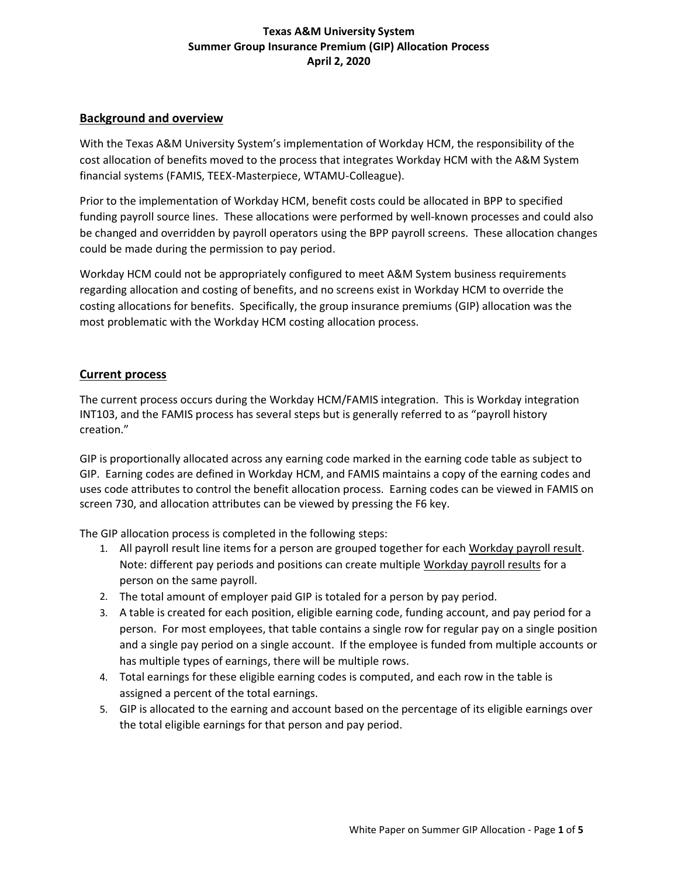**Texas A&M University System**
**Summer Group Insurance Premium (GIP) Allocation Process**
**April 2, 2020**

## Background and overview

With the Texas A&M University System's implementation of Workday HCM, the responsibility of the cost allocation of benefits moved to the process that integrates Workday HCM with the A&M System financial systems (FAMIS, TEEX-Masterpiece, WTAMU-Colleague).

Prior to the implementation of Workday HCM, benefit costs could be allocated in BPP to specified funding payroll source lines. These allocations were performed by well-known processes and could also be changed and overridden by payroll operators using the BPP payroll screens. These allocation changes could be made during the permission to pay period.

Workday HCM could not be appropriately configured to meet A&M System business requirements regarding allocation and costing of benefits, and no screens exist in Workday HCM to override the costing allocations for benefits. Specifically, the group insurance premiums (GIP) allocation was the most problematic with the Workday HCM costing allocation process.

## Current process

The current process occurs during the Workday HCM/FAMIS integration. This is Workday integration INT103, and the FAMIS process has several steps but is generally referred to as "payroll history creation."

GIP is proportionally allocated across any earning code marked in the earning code table as subject to GIP. Earning codes are defined in Workday HCM, and FAMIS maintains a copy of the earning codes and uses code attributes to control the benefit allocation process. Earning codes can be viewed in FAMIS on screen 730, and allocation attributes can be viewed by pressing the F6 key.

The GIP allocation process is completed in the following steps:

1. All payroll result line items for a person are grouped together for each Workday payroll result. Note: different pay periods and positions can create multiple Workday payroll results for a person on the same payroll.
2. The total amount of employer paid GIP is totaled for a person by pay period.
3. A table is created for each position, eligible earning code, funding account, and pay period for a person. For most employees, that table contains a single row for regular pay on a single position and a single pay period on a single account. If the employee is funded from multiple accounts or has multiple types of earnings, there will be multiple rows.
4. Total earnings for these eligible earning codes is computed, and each row in the table is assigned a percent of the total earnings.
5. GIP is allocated to the earning and account based on the percentage of its eligible earnings over the total eligible earnings for that person and pay period.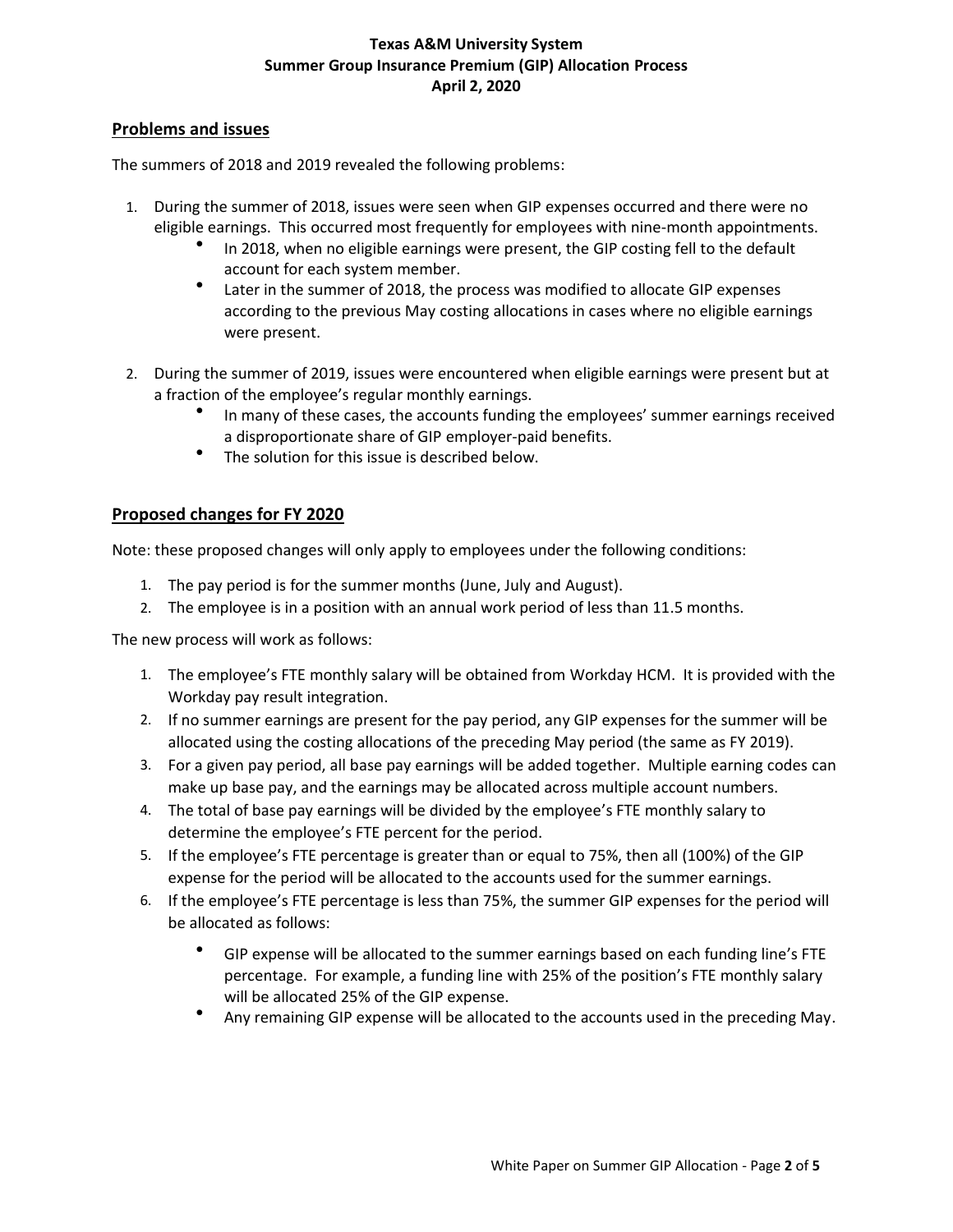## Problems and issues

The summers of 2018 and 2019 revealed the following problems:

1. During the summer of 2018, issues were seen when GIP expenses occurred and there were no eligible earnings. This occurred most frequently for employees with nine-month appointments.
   - In 2018, when no eligible earnings were present, the GIP costing fell to the default account for each system member.
   - Later in the summer of 2018, the process was modified to allocate GIP expenses according to the previous May costing allocations in cases where no eligible earnings were present.

2. During the summer of 2019, issues were encountered when eligible earnings were present but at a fraction of the employee's regular monthly earnings.
   - In many of these cases, the accounts funding the employees' summer earnings received a disproportionate share of GIP employer-paid benefits.
   - The solution for this issue is described below.

## Proposed changes for FY 2020

Note: these proposed changes will only apply to employees under the following conditions:

1. The pay period is for the summer months (June, July and August).
2. The employee is in a position with an annual work period of less than 11.5 months.

The new process will work as follows:

1. The employee's FTE monthly salary will be obtained from Workday HCM. It is provided with the Workday pay result integration.
2. If no summer earnings are present for the pay period, any GIP expenses for the summer will be allocated using the costing allocations of the preceding May period (the same as FY 2019).
3. For a given pay period, all base pay earnings will be added together. Multiple earning codes can make up base pay, and the earnings may be allocated across multiple account numbers.
4. The total of base pay earnings will be divided by the employee's FTE monthly salary to determine the employee's FTE percent for the period.
5. If the employee's FTE percentage is greater than or equal to 75%, then all (100%) of the GIP expense for the period will be allocated to the accounts used for the summer earnings.
6. If the employee's FTE percentage is less than 75%, the summer GIP expenses for the period will be allocated as follows:
   - GIP expense will be allocated to the summer earnings based on each funding line's FTE percentage. For example, a funding line with 25% of the position's FTE monthly salary will be allocated 25% of the GIP expense.
   - Any remaining GIP expense will be allocated to the accounts used in the preceding May.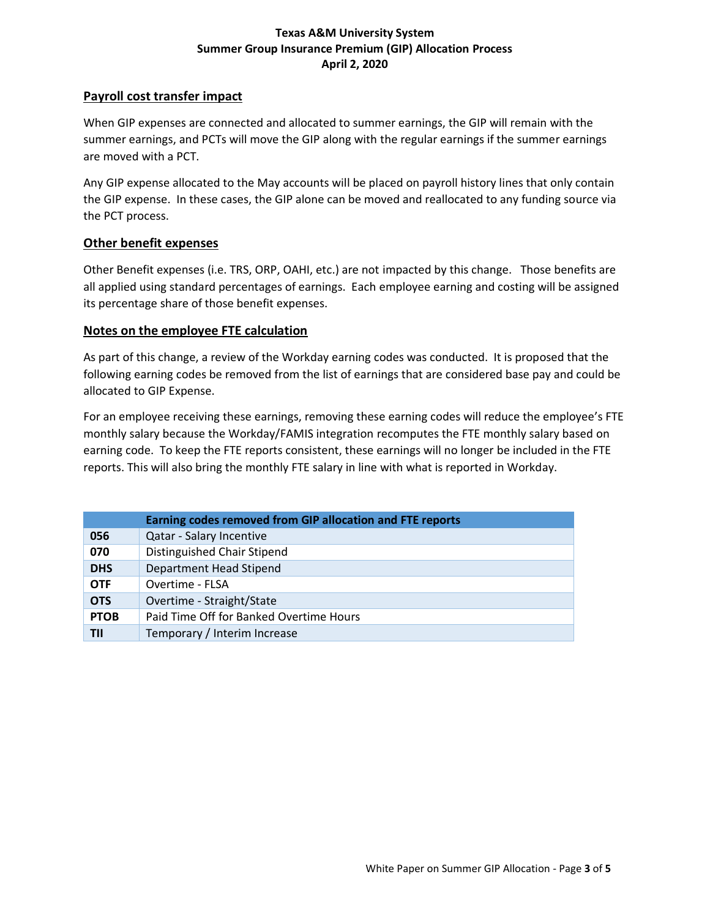## Payroll cost transfer impact

When GIP expenses are connected and allocated to summer earnings, the GIP will remain with the summer earnings, and PCTs will move the GIP along with the regular earnings if the summer earnings are moved with a PCT.

Any GIP expense allocated to the May accounts will be placed on payroll history lines that only contain the GIP expense. In these cases, the GIP alone can be moved and reallocated to any funding source via the PCT process.

## Other benefit expenses

Other Benefit expenses (i.e. TRS, ORP, OAHI, etc.) are not impacted by this change. Those benefits are all applied using standard percentages of earnings. Each employee earning and costing will be assigned its percentage share of those benefit expenses.

## Notes on the employee FTE calculation

As part of this change, a review of the Workday earning codes was conducted. It is proposed that the following earning codes be removed from the list of earnings that are considered base pay and could be allocated to GIP Expense.

For an employee receiving these earnings, removing these earning codes will reduce the employee's FTE monthly salary because the Workday/FAMIS integration recomputes the FTE monthly salary based on earning code. To keep the FTE reports consistent, these earnings will no longer be included in the FTE reports. This will also bring the monthly FTE salary in line with what is reported in Workday.

| | Earning codes removed from GIP allocation and FTE reports |
|---|---|
| **056** | Qatar - Salary Incentive |
| **070** | Distinguished Chair Stipend |
| **DHS** | Department Head Stipend |
| **OTF** | Overtime - FLSA |
| **OTS** | Overtime - Straight/State |
| **PTOB** | Paid Time Off for Banked Overtime Hours |
| **TII** | Temporary / Interim Increase |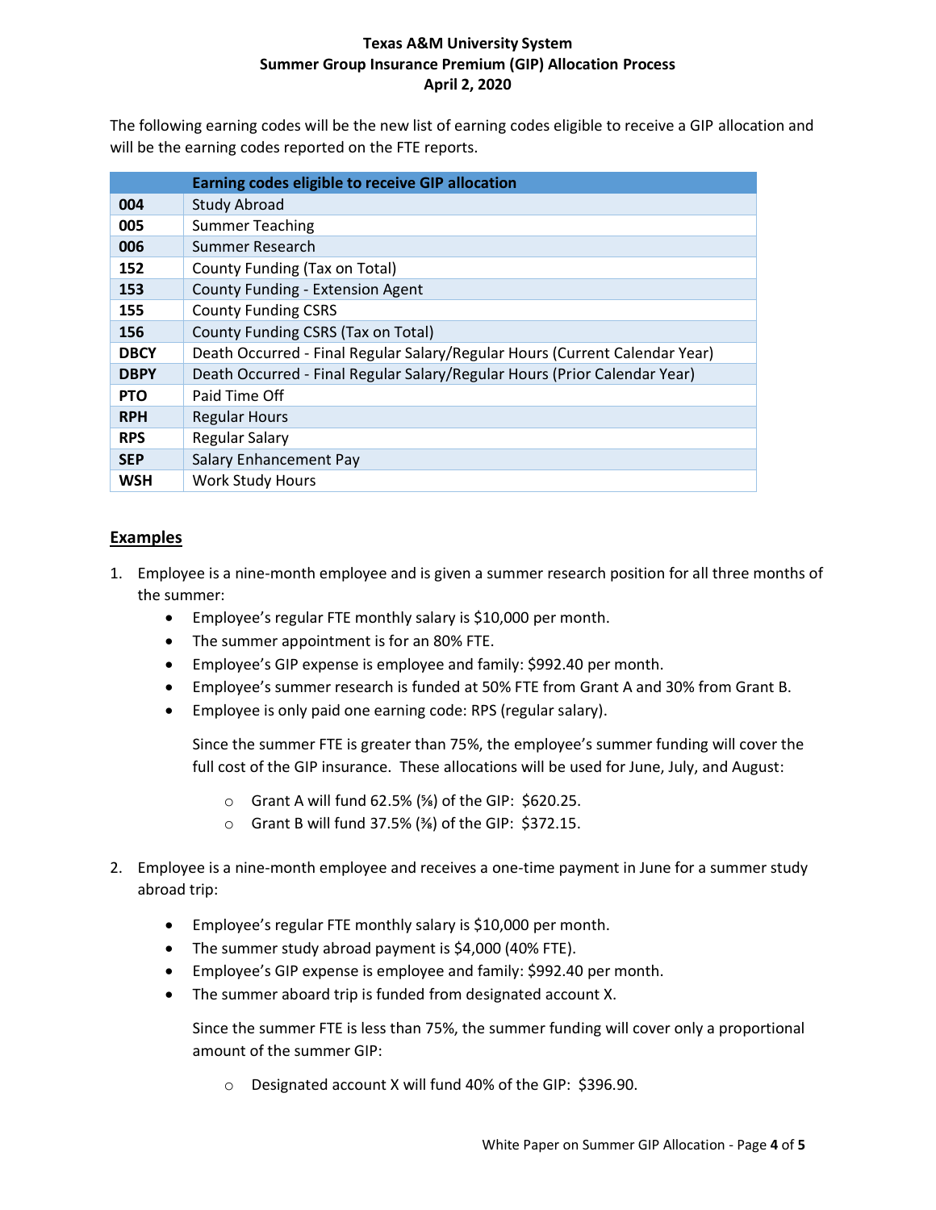**Texas A&M University System**
**Summer Group Insurance Premium (GIP) Allocation Process**
**April 2, 2020**

The following earning codes will be the new list of earning codes eligible to receive a GIP allocation and will be the earning codes reported on the FTE reports.

| | **Earning codes eligible to receive GIP allocation** |
|---|---|
| **004** | Study Abroad |
| **005** | Summer Teaching |
| **006** | Summer Research |
| **152** | County Funding (Tax on Total) |
| **153** | County Funding - Extension Agent |
| **155** | County Funding CSRS |
| **156** | County Funding CSRS (Tax on Total) |
| **DBCY** | Death Occurred - Final Regular Salary/Regular Hours (Current Calendar Year) |
| **DBPY** | Death Occurred - Final Regular Salary/Regular Hours (Prior Calendar Year) |
| **PTO** | Paid Time Off |
| **RPH** | Regular Hours |
| **RPS** | Regular Salary |
| **SEP** | Salary Enhancement Pay |
| **WSH** | Work Study Hours |

## Examples

1. Employee is a nine-month employee and is given a summer research position for all three months of the summer:
   - Employee's regular FTE monthly salary is $10,000 per month.
   - The summer appointment is for an 80% FTE.
   - Employee's GIP expense is employee and family: $992.40 per month.
   - Employee's summer research is funded at 50% FTE from Grant A and 30% from Grant B.
   - Employee is only paid one earning code: RPS (regular salary).

   Since the summer FTE is greater than 75%, the employee's summer funding will cover the full cost of the GIP insurance. These allocations will be used for June, July, and August:

     - Grant A will fund 62.5% (⅝) of the GIP: $620.25.
     - Grant B will fund 37.5% (⅜) of the GIP: $372.15.

2. Employee is a nine-month employee and receives a one-time payment in June for a summer study abroad trip:
   - Employee's regular FTE monthly salary is $10,000 per month.
   - The summer study abroad payment is $4,000 (40% FTE).
   - Employee's GIP expense is employee and family: $992.40 per month.
   - The summer aboard trip is funded from designated account X.

   Since the summer FTE is less than 75%, the summer funding will cover only a proportional amount of the summer GIP:

     - Designated account X will fund 40% of the GIP: $396.90.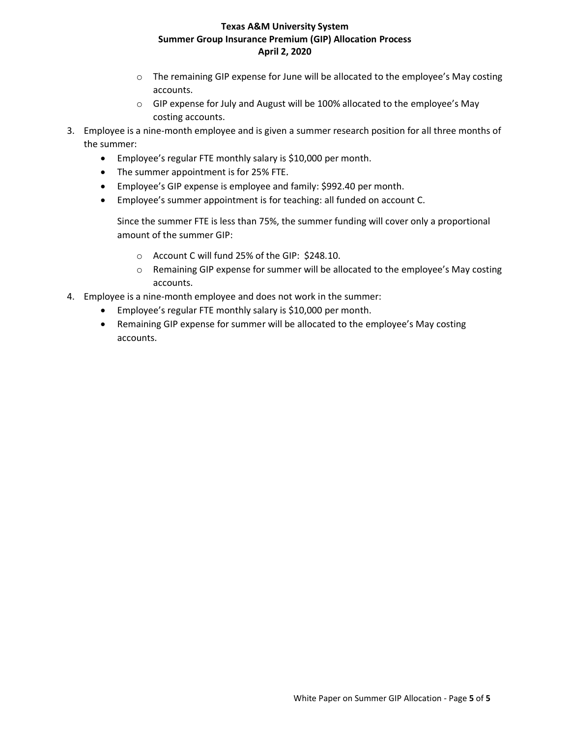- The remaining GIP expense for June will be allocated to the employee's May costing accounts.
  - GIP expense for July and August will be 100% allocated to the employee's May costing accounts.

3. Employee is a nine-month employee and is given a summer research position for all three months of the summer:
   - Employee's regular FTE monthly salary is $10,000 per month.
   - The summer appointment is for 25% FTE.
   - Employee's GIP expense is employee and family: $992.40 per month.
   - Employee's summer appointment is for teaching: all funded on account C.

   Since the summer FTE is less than 75%, the summer funding will cover only a proportional amount of the summer GIP:

     - Account C will fund 25% of the GIP: $248.10.
     - Remaining GIP expense for summer will be allocated to the employee's May costing accounts.

4. Employee is a nine-month employee and does not work in the summer:
   - Employee's regular FTE monthly salary is $10,000 per month.
   - Remaining GIP expense for summer will be allocated to the employee's May costing accounts.